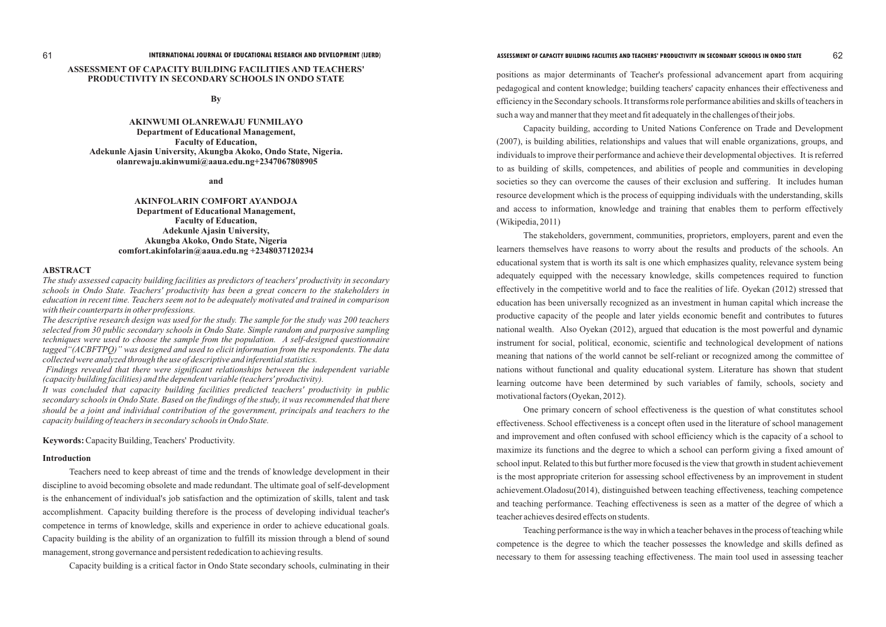# ASSESSMENT OF CAPACITY BUILDING FACILITIES AND TEACHERS' PRODUCTIVITY IN SECONDARY SCHOOLS IN ONDO STATE

**By**

**AKINWUMI OLANREWAJU FUNMILAYO**
**Department of Educational Management,**
**Faculty of Education,**
**Adekunle Ajasin University, Akungba Akoko, Ondo State, Nigeria.**
**olanrewaju.akinwumi@aaua.edu.ng+2347067808905**

**and**

**AKINFOLARIN COMFORT AYANDOJA**
**Department of Educational Management,**
**Faculty of Education,**
**Adekunle Ajasin University,**
**Akungba Akoko, Ondo State, Nigeria**
**comfort.akinfolarin@aaua.edu.ng +2348037120234**

## ABSTRACT

*The study assessed capacity building facilities as predictors of teachers' productivity in secondary schools in Ondo State. Teachers' productivity has been a great concern to the stakeholders in education in recent time. Teachers seem not to be adequately motivated and trained in comparison with their counterparts in other professions.*

*The descriptive research design was used for the study. The sample for the study was 200 teachers selected from 30 public secondary schools in Ondo State. Simple random and purposive sampling techniques were used to choose the sample from the population. A self-designed questionnaire tagged "(ACBFTPQ)" was designed and used to elicit information from the respondents. The data collected were analyzed through the use of descriptive and inferential statistics.*

*Findings revealed that there were significant relationships between the independent variable (capacity building facilities) and the dependent variable (teachers' productivity).*

*It was concluded that capacity building facilities predicted teachers' productivity in public secondary schools in Ondo State. Based on the findings of the study, it was recommended that there should be a joint and individual contribution of the government, principals and teachers to the capacity building of teachers in secondary schools in Ondo State.*

**Keywords:** Capacity Building, Teachers' Productivity.

## Introduction

Teachers need to keep abreast of time and the trends of knowledge development in their discipline to avoid becoming obsolete and made redundant. The ultimate goal of self-development is the enhancement of individual's job satisfaction and the optimization of skills, talent and task accomplishment. Capacity building therefore is the process of developing individual teacher's competence in terms of knowledge, skills and experience in order to achieve educational goals. Capacity building is the ability of an organization to fulfill its mission through a blend of sound management, strong governance and persistent rededication to achieving results.

Capacity building is a critical factor in Ondo State secondary schools, culminating in their positions as major determinants of Teacher's professional advancement apart from acquiring pedagogical and content knowledge; building teachers' capacity enhances their effectiveness and efficiency in the Secondary schools. It transforms role performance abilities and skills of teachers in such a way and manner that they meet and fit adequately in the challenges of their jobs.

Capacity building, according to United Nations Conference on Trade and Development (2007), is building abilities, relationships and values that will enable organizations, groups, and individuals to improve their performance and achieve their developmental objectives. It is referred to as building of skills, competences, and abilities of people and communities in developing societies so they can overcome the causes of their exclusion and suffering. It includes human resource development which is the process of equipping individuals with the understanding, skills and access to information, knowledge and training that enables them to perform effectively (Wikipedia, 2011)

The stakeholders, government, communities, proprietors, employers, parent and even the learners themselves have reasons to worry about the results and products of the schools. An educational system that is worth its salt is one which emphasizes quality, relevance system being adequately equipped with the necessary knowledge, skills competences required to function effectively in the competitive world and to face the realities of life. Oyekan (2012) stressed that education has been universally recognized as an investment in human capital which increase the productive capacity of the people and later yields economic benefit and contributes to futures national wealth. Also Oyekan (2012), argued that education is the most powerful and dynamic instrument for social, political, economic, scientific and technological development of nations meaning that nations of the world cannot be self-reliant or recognized among the committee of nations without functional and quality educational system. Literature has shown that student learning outcome have been determined by such variables of family, schools, society and motivational factors (Oyekan, 2012).

One primary concern of school effectiveness is the question of what constitutes school effectiveness. School effectiveness is a concept often used in the literature of school management and improvement and often confused with school efficiency which is the capacity of a school to maximize its functions and the degree to which a school can perform giving a fixed amount of school input. Related to this but further more focused is the view that growth in student achievement is the most appropriate criterion for assessing school effectiveness by an improvement in student achievement.Oladosu(2014), distinguished between teaching effectiveness, teaching competence and teaching performance. Teaching effectiveness is seen as a matter of the degree of which a teacher achieves desired effects on students.

Teaching performance is the way in which a teacher behaves in the process of teaching while competence is the degree to which the teacher possesses the knowledge and skills defined as necessary to them for assessing teaching effectiveness. The main tool used in assessing teacher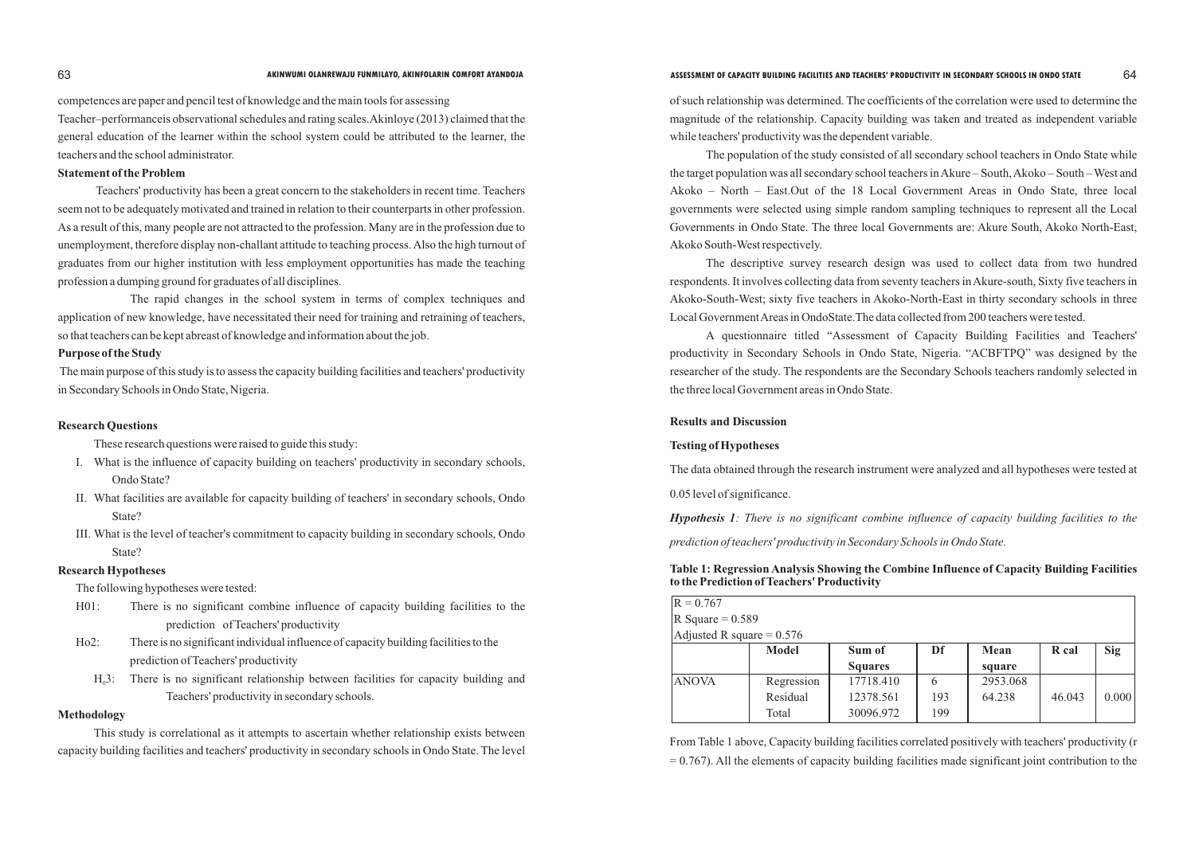competences are paper and pencil test of knowledge and the main tools for assessing Teacher–performanceis observational schedules and rating scales.Akinloye (2013) claimed that the general education of the learner within the school system could be attributed to the learner, the teachers and the school administrator.

**Statement of the Problem**

Teachers' productivity has been a great concern to the stakeholders in recent time. Teachers seem not to be adequately motivated and trained in relation to their counterparts in other profession. As a result of this, many people are not attracted to the profession. Many are in the profession due to unemployment, therefore display non-challant attitude to teaching process. Also the high turnout of graduates from our higher institution with less employment opportunities has made the teaching profession a dumping ground for graduates of all disciplines.

The rapid changes in the school system in terms of complex techniques and application of new knowledge, have necessitated their need for training and retraining of teachers, so that teachers can be kept abreast of knowledge and information about the job.

**Purpose of the Study**

The main purpose of this study is to assess the capacity building facilities and teachers' productivity in Secondary Schools in Ondo State, Nigeria.

**Research Questions**

These research questions were raised to guide this study:

I. What is the influence of capacity building on teachers' productivity in secondary schools, Ondo State?
II. What facilities are available for capacity building of teachers' in secondary schools, Ondo State?
III. What is the level of teacher's commitment to capacity building in secondary schools, Ondo State?

**Research Hypotheses**

The following hypotheses were tested:

H01: There is no significant combine influence of capacity building facilities to the prediction of Teachers' productivity

Ho2: There is no significant individual influence of capacity building facilities to the prediction of Teachers' productivity

$H_0$3: There is no significant relationship between facilities for capacity building and Teachers' productivity in secondary schools.

**Methodology**

This study is correlational as it attempts to ascertain whether relationship exists between capacity building facilities and teachers' productivity in secondary schools in Ondo State. The level of such relationship was determined. The coefficients of the correlation were used to determine the magnitude of the relationship. Capacity building was taken and treated as independent variable while teachers' productivity was the dependent variable.

The population of the study consisted of all secondary school teachers in Ondo State while the target population was all secondary school teachers in Akure – South, Akoko – South – West and Akoko – North – East.Out of the 18 Local Government Areas in Ondo State, three local governments were selected using simple random sampling techniques to represent all the Local Governments in Ondo State. The three local Governments are: Akure South, Akoko North-East, Akoko South-West respectively.

The descriptive survey research design was used to collect data from two hundred respondents. It involves collecting data from seventy teachers in Akure-south, Sixty five teachers in Akoko-South-West; sixty five teachers in Akoko-North-East in thirty secondary schools in three Local Government Areas in OndoState.The data collected from 200 teachers were tested.

A questionnaire titled "Assessment of Capacity Building Facilities and Teachers' productivity in Secondary Schools in Ondo State, Nigeria. "ACBFTPQ" was designed by the researcher of the study. The respondents are the Secondary Schools teachers randomly selected in the three local Government areas in Ondo State.

**Results and Discussion**

**Testing of Hypotheses**

The data obtained through the research instrument were analyzed and all hypotheses were tested at 0.05 level of significance.

***Hypothesis 1****: There is no significant combine influence of capacity building facilities to the prediction of teachers' productivity in Secondary Schools in Ondo State.*

**Table 1: Regression Analysis Showing the Combine Influence of Capacity Building Facilities to the Prediction of Teachers' Productivity**

| R = 0.767 | | | | | | |
|---|---|---|---|---|---|---|
| R Square = 0.589 | | | | | | |
| Adjusted R square = 0.576 | | | | | | |
| | **Model** | **Sum of Squares** | **Df** | **Mean square** | **R cal** | **Sig** |
| ANOVA | Regression | 17718.410 | 6 | 2953.068 | | |
| | Residual | 12378.561 | 193 | 64.238 | 46.043 | 0.000 |
| | Total | 30096.972 | 199 | | | |

From Table 1 above, Capacity building facilities correlated positively with teachers' productivity (r = 0.767). All the elements of capacity building facilities made significant joint contribution to the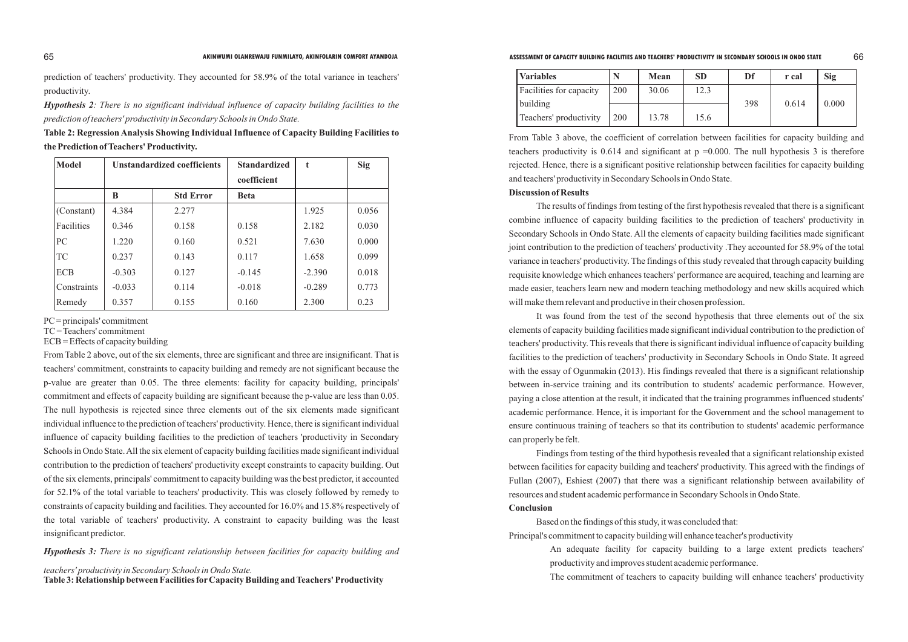prediction of teachers' productivity. They accounted for 58.9% of the total variance in teachers' productivity.

***Hypothesis 2**: There is no significant individual influence of capacity building facilities to the prediction of teachers' productivity in Secondary Schools in Ondo State.*

**Table 2: Regression Analysis Showing Individual Influence of Capacity Building Facilities to the Prediction of Teachers' Productivity.**

| Model | Unstandardized coefficients | | Standardized coefficient | t | Sig |
|---|---|---|---|---|---|
| | B | Std Error | Beta | | |
| (Constant) | 4.384 | 2.277 | | 1.925 | 0.056 |
| Facilities | 0.346 | 0.158 | 0.158 | 2.182 | 0.030 |
| PC | 1.220 | 0.160 | 0.521 | 7.630 | 0.000 |
| TC | 0.237 | 0.143 | 0.117 | 1.658 | 0.099 |
| ECB | -0.303 | 0.127 | -0.145 | -2.390 | 0.018 |
| Constraints | -0.033 | 0.114 | -0.018 | -0.289 | 0.773 |
| Remedy | 0.357 | 0.155 | 0.160 | 2.300 | 0.23 |

PC = principals' commitment
TC = Teachers' commitment
ECB = Effects of capacity building

From Table 2 above, out of the six elements, three are significant and three are insignificant. That is teachers' commitment, constraints to capacity building and remedy are not significant because the p-value are greater than 0.05. The three elements: facility for capacity building, principals' commitment and effects of capacity building are significant because the p-value are less than 0.05. The null hypothesis is rejected since three elements out of the six elements made significant individual influence to the prediction of teachers' productivity. Hence, there is significant individual influence of capacity building facilities to the prediction of teachers 'productivity in Secondary Schools in Ondo State. All the six element of capacity building facilities made significant individual contribution to the prediction of teachers' productivity except constraints to capacity building. Out of the six elements, principals' commitment to capacity building was the best predictor, it accounted for 52.1% of the total variable to teachers' productivity. This was closely followed by remedy to constraints of capacity building and facilities. They accounted for 16.0% and 15.8% respectively of the total variable of teachers' productivity. A constraint to capacity building was the least insignificant predictor.

***Hypothesis 3**: There is no significant relationship between facilities for capacity building and teachers' productivity in Secondary Schools in Ondo State.*

**Table 3: Relationship between Facilities for Capacity Building and Teachers' Productivity**

| Variables | N | Mean | SD | Df | r cal | Sig |
|---|---|---|---|---|---|---|
| Facilities for capacity building | 200 | 30.06 | 12.3 | 398 | 0.614 | 0.000 |
| Teachers' productivity | 200 | 13.78 | 15.6 | | | |

From Table 3 above, the coefficient of correlation between facilities for capacity building and teachers productivity is 0.614 and significant at p =0.000. The null hypothesis 3 is therefore rejected. Hence, there is a significant positive relationship between facilities for capacity building and teachers' productivity in Secondary Schools in Ondo State.

**Discussion of Results**

The results of findings from testing of the first hypothesis revealed that there is a significant combine influence of capacity building facilities to the prediction of teachers' productivity in Secondary Schools in Ondo State. All the elements of capacity building facilities made significant joint contribution to the prediction of teachers' productivity .They accounted for 58.9% of the total variance in teachers' productivity. The findings of this study revealed that through capacity building requisite knowledge which enhances teachers' performance are acquired, teaching and learning are made easier, teachers learn new and modern teaching methodology and new skills acquired which will make them relevant and productive in their chosen profession.

It was found from the test of the second hypothesis that three elements out of the six elements of capacity building facilities made significant individual contribution to the prediction of teachers' productivity. This reveals that there is significant individual influence of capacity building facilities to the prediction of teachers' productivity in Secondary Schools in Ondo State. It agreed with the essay of Ogunmakin (2013). His findings revealed that there is a significant relationship between in-service training and its contribution to students' academic performance. However, paying a close attention at the result, it indicated that the training programmes influenced students' academic performance. Hence, it is important for the Government and the school management to ensure continuous training of teachers so that its contribution to students' academic performance can properly be felt.

Findings from testing of the third hypothesis revealed that a significant relationship existed between facilities for capacity building and teachers' productivity. This agreed with the findings of Fullan (2007), Eshiest (2007) that there was a significant relationship between availability of resources and student academic performance in Secondary Schools in Ondo State.

**Conclusion**

Based on the findings of this study, it was concluded that:

Principal's commitment to capacity building will enhance teacher's productivity

An adequate facility for capacity building to a large extent predicts teachers' productivity and improves student academic performance.

The commitment of teachers to capacity building will enhance teachers' productivity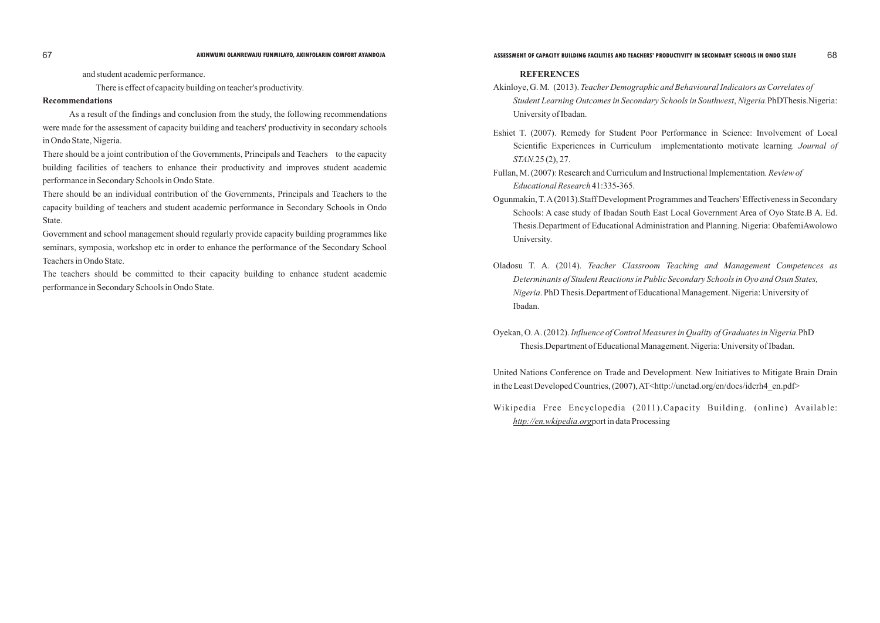and student academic performance.

There is effect of capacity building on teacher's productivity.

**Recommendations**

As a result of the findings and conclusion from the study, the following recommendations were made for the assessment of capacity building and teachers' productivity in secondary schools in Ondo State, Nigeria.

There should be a joint contribution of the Governments, Principals and Teachers to the capacity building facilities of teachers to enhance their productivity and improves student academic performance in Secondary Schools in Ondo State.

There should be an individual contribution of the Governments, Principals and Teachers to the capacity building of teachers and student academic performance in Secondary Schools in Ondo State.

Government and school management should regularly provide capacity building programmes like seminars, symposia, workshop etc in order to enhance the performance of the Secondary School Teachers in Ondo State.

The teachers should be committed to their capacity building to enhance student academic performance in Secondary Schools in Ondo State.

**REFERENCES**

Akinloye, G. M. (2013). *Teacher Demographic and Behavioural Indicators as Correlates of Student Learning Outcomes in Secondary Schools in Southwest, Nigeria.* PhDThesis.Nigeria: University of Ibadan.

Eshiet T. (2007). Remedy for Student Poor Performance in Science: Involvement of Local Scientific Experiences in Curriculum implementationto motivate learning*. Journal of STAN.*25 (2), 27.

Fullan, M. (2007): Research and Curriculum and Instructional Implementation*. Review of Educational Research* 41:335-365.

Ogunmakin, T. A (2013).Staff Development Programmes and Teachers' Effectiveness in Secondary Schools: A case study of Ibadan South East Local Government Area of Oyo State.B A. Ed. Thesis.Department of Educational Administration and Planning. Nigeria: ObafemiAwolowo University.

Oladosu T. A. (2014). *Teacher Classroom Teaching and Management Competences as Determinants of Student Reactions in Public Secondary Schools in Oyo and Osun States, Nigeria*. PhD Thesis.Department of Educational Management. Nigeria: University of Ibadan.

Oyekan, O. A. (2012). *Influence of Control Measures in Quality of Graduates in Nigeria.*PhD Thesis.Department of Educational Management. Nigeria: University of Ibadan.

United Nations Conference on Trade and Development. New Initiatives to Mitigate Brain Drain in the Least Developed Countries, (2007), AT<http://unctad.org/en/docs/idcrh4_en.pdf>

Wikipedia Free Encyclopedia (2011).Capacity Building. (online) Available: http://en.wikipedia.orgport in data Processing